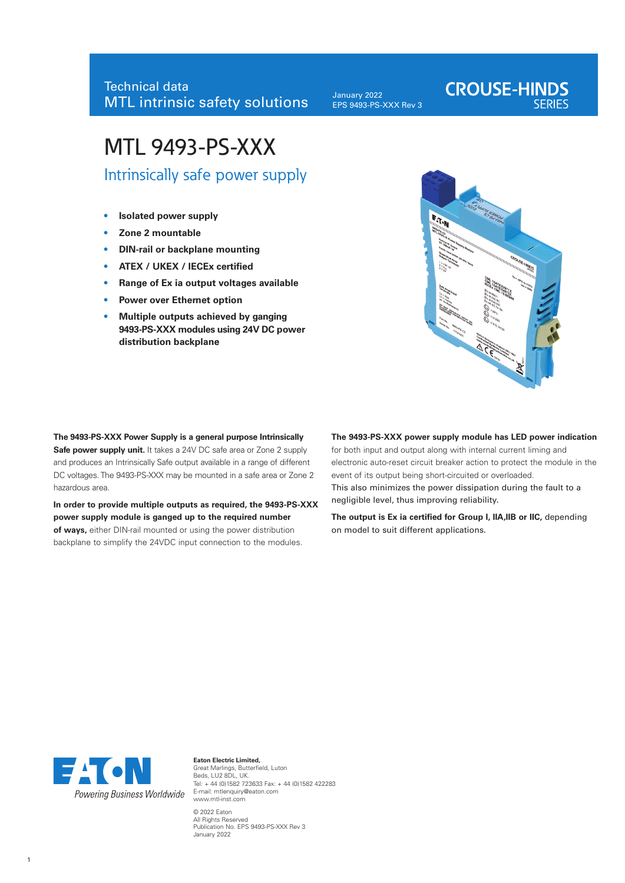Technical data
MTL intrinsic safety solutions

January 2022
EPS 9493-PS-XXX Rev 3

CROUSE-HINDS SERIES

# MTL 9493-PS-XXX

## Intrinsically safe power supply

- **Isolated power supply**
- **Zone 2 mountable**
- **DIN-rail or backplane mounting**
- **ATEX / UKEX / IECEx certified**
- **Range of Ex ia output voltages available**
- **Power over Ethernet option**
- **Multiple outputs achieved by ganging 9493-PS-XXX modules using 24V DC power distribution backplane**

**The 9493-PS-XXX Power Supply is a general purpose Intrinsically Safe power supply unit.** It takes a 24V DC safe area or Zone 2 supply and produces an Intrinsically Safe output available in a range of different DC voltages. The 9493-PS-XXX may be mounted in a safe area or Zone 2 hazardous area.

**In order to provide multiple outputs as required, the 9493-PS-XXX power supply module is ganged up to the required number of ways,** either DIN-rail mounted or using the power distribution backplane to simplify the 24VDC input connection to the modules.

**The 9493-PS-XXX power supply module has LED power indication** for both input and output along with internal current liming and electronic auto-reset circuit breaker action to protect the module in the event of its output being short-circuited or overloaded.
This also minimizes the power dissipation during the fault to a negligible level, thus improving reliability.

**The output is Ex ia certified for Group I, IIA,IIB or IIC,** depending on model to suit different applications.

EATON
*Powering Business Worldwide*

**Eaton Electric Limited,**
Great Marlings, Butterfield, Luton
Beds, LU2 8DL, UK.
Tel: + 44 (0)1582 723633 Fax: + 44 (0)1582 422283
E-mail: mtlenquiry@eaton.com
www.mtl-inst.com

© 2022 Eaton
All Rights Reserved
Publication No. EPS 9493-PS-XXX Rev 3
January 2022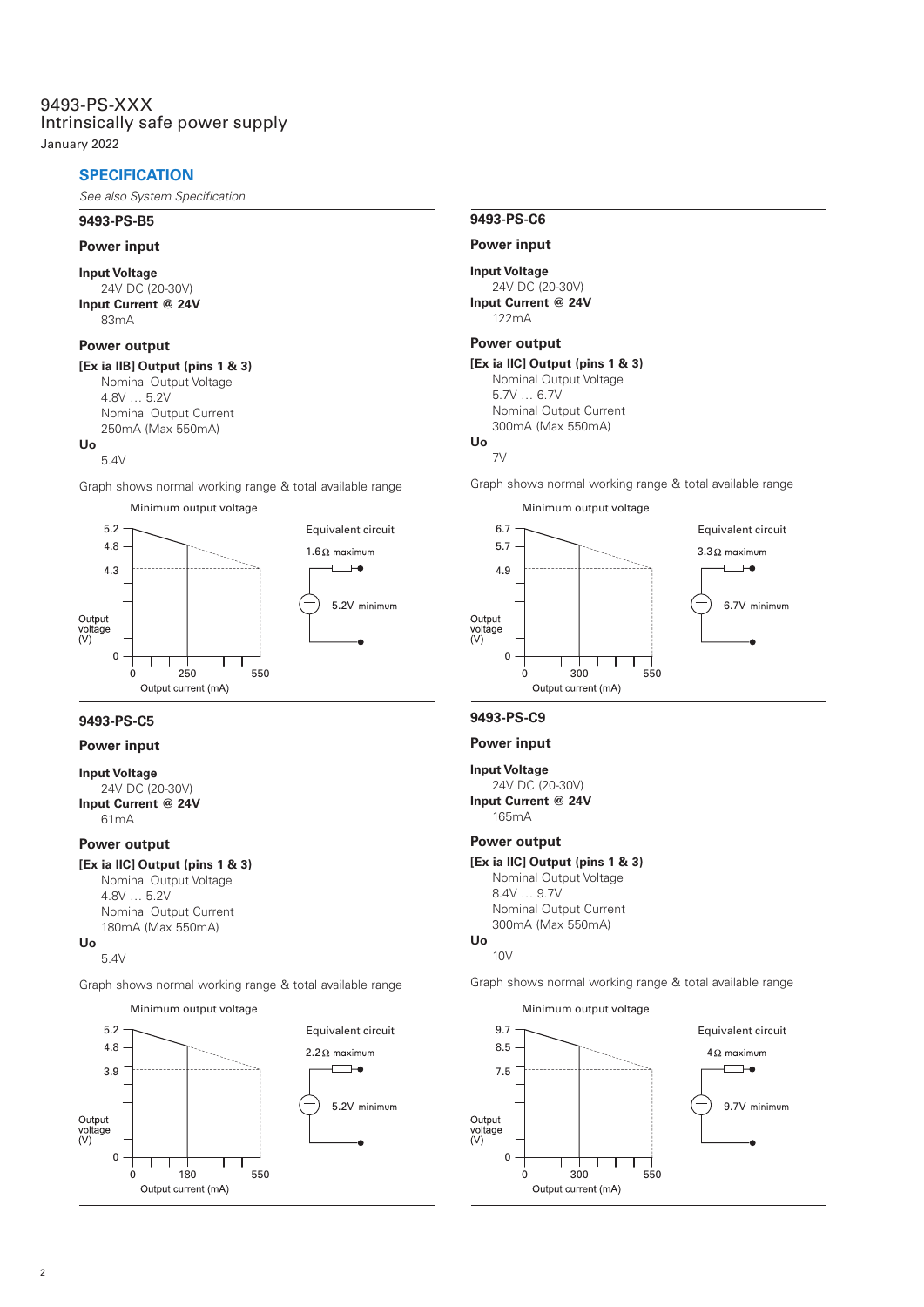9493-PS-XXX
Intrinsically safe power supply
January 2022

## SPECIFICATION

*See also System Specification*

### 9493-PS-B5

#### Power input

**Input Voltage**
24V DC (20-30V)
**Input Current @ 24V**
83mA

#### Power output

**[Ex ia IIB] Output (pins 1 & 3)**
Nominal Output Voltage
4.8V … 5.2V
Nominal Output Current
250mA (Max 550mA)
**Uo**
5.4V

Graph shows normal working range & total available range

Minimum output voltage

Output voltage (V): 0, 4.3, 4.8, 5.2
Output current (mA): 0, 250, 550

Equivalent circuit
1.6Ω maximum
5.2V minimum

### 9493-PS-C5

#### Power input

**Input Voltage**
24V DC (20-30V)
**Input Current @ 24V**
61mA

#### Power output

**[Ex ia IIC] Output (pins 1 & 3)**
Nominal Output Voltage
4.8V … 5.2V
Nominal Output Current
180mA (Max 550mA)
**Uo**
5.4V

Graph shows normal working range & total available range

Minimum output voltage

Output voltage (V): 0, 3.9, 4.8, 5.2
Output current (mA): 0, 180, 550

Equivalent circuit
2.2Ω maximum
5.2V minimum

### 9493-PS-C6

#### Power input

**Input Voltage**
24V DC (20-30V)
**Input Current @ 24V**
122mA

#### Power output

**[Ex ia IIC] Output (pins 1 & 3)**
Nominal Output Voltage
5.7V … 6.7V
Nominal Output Current
300mA (Max 550mA)
**Uo**
7V

Graph shows normal working range & total available range

Minimum output voltage

Output voltage (V): 0, 4.9, 5.7, 6.7
Output current (mA): 0, 300, 550

Equivalent circuit
3.3Ω maximum
6.7V minimum

### 9493-PS-C9

#### Power input

**Input Voltage**
24V DC (20-30V)
**Input Current @ 24V**
165mA

#### Power output

**[Ex ia IIC] Output (pins 1 & 3)**
Nominal Output Voltage
8.4V … 9.7V
Nominal Output Current
300mA (Max 550mA)
**Uo**
10V

Graph shows normal working range & total available range

Minimum output voltage

Output voltage (V): 0, 7.5, 8.5, 9.7
Output current (mA): 0, 300, 550

Equivalent circuit
4Ω maximum
9.7V minimum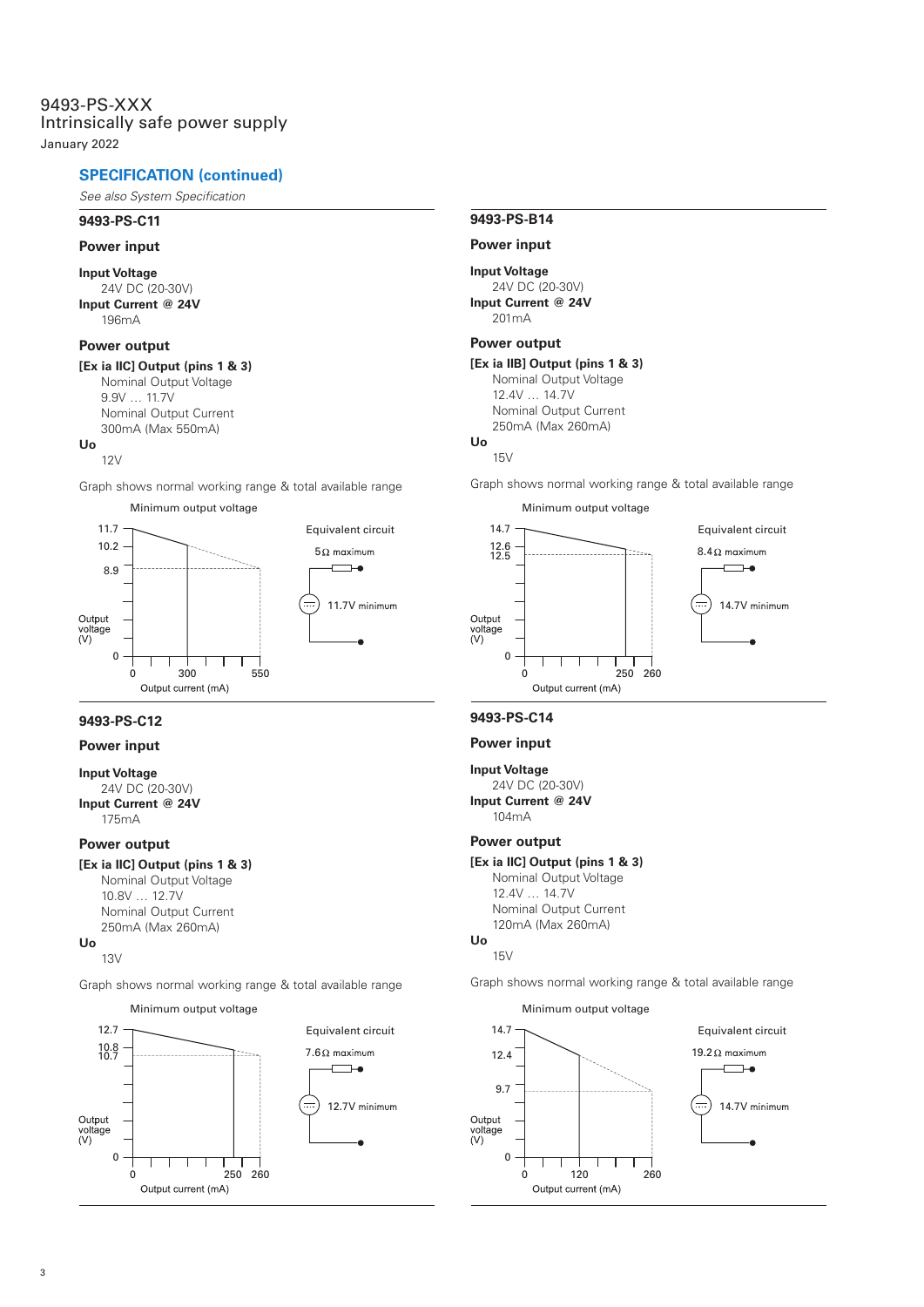9493-PS-XXX
Intrinsically safe power supply
January 2022

## SPECIFICATION (continued)

*See also System Specification*

### 9493-PS-C11

#### Power input

**Input Voltage**
24V DC (20-30V)
**Input Current @ 24V**
196mA

#### Power output

**[Ex ia IIC] Output (pins 1 & 3)**
Nominal Output Voltage
9.9V … 11.7V
Nominal Output Current
300mA (Max 550mA)
**Uo**
12V

Graph shows normal working range & total available range

Minimum output voltage

Output voltage (V): 11.7, 10.2, 8.9, 0
Output current (mA): 0, 300, 550

Equivalent circuit
5Ω maximum
11.7V minimum

### 9493-PS-B14

#### Power input

**Input Voltage**
24V DC (20-30V)
**Input Current @ 24V**
201mA

#### Power output

**[Ex ia IIB] Output (pins 1 & 3)**
Nominal Output Voltage
12.4V … 14.7V
Nominal Output Current
250mA (Max 260mA)
**Uo**
15V

Graph shows normal working range & total available range

Minimum output voltage

Output voltage (V): 14.7, 12.6, 12.5, 0
Output current (mA): 0, 250, 260

Equivalent circuit
8.4Ω maximum
14.7V minimum

### 9493-PS-C12

#### Power input

**Input Voltage**
24V DC (20-30V)
**Input Current @ 24V**
175mA

#### Power output

**[Ex ia IIC] Output (pins 1 & 3)**
Nominal Output Voltage
10.8V … 12.7V
Nominal Output Current
250mA (Max 260mA)
**Uo**
13V

Graph shows normal working range & total available range

Minimum output voltage

Output voltage (V): 12.7, 10.8, 10.7, 0
Output current (mA): 0, 250, 260

Equivalent circuit
7.6Ω maximum
12.7V minimum

### 9493-PS-C14

#### Power input

**Input Voltage**
24V DC (20-30V)
**Input Current @ 24V**
104mA

#### Power output

**[Ex ia IIC] Output (pins 1 & 3)**
Nominal Output Voltage
12.4V … 14.7V
Nominal Output Current
120mA (Max 260mA)
**Uo**
15V

Graph shows normal working range & total available range

Minimum output voltage

Output voltage (V): 14.7, 12.4, 9.7, 0
Output current (mA): 0, 120, 260

Equivalent circuit
19.2Ω maximum
14.7V minimum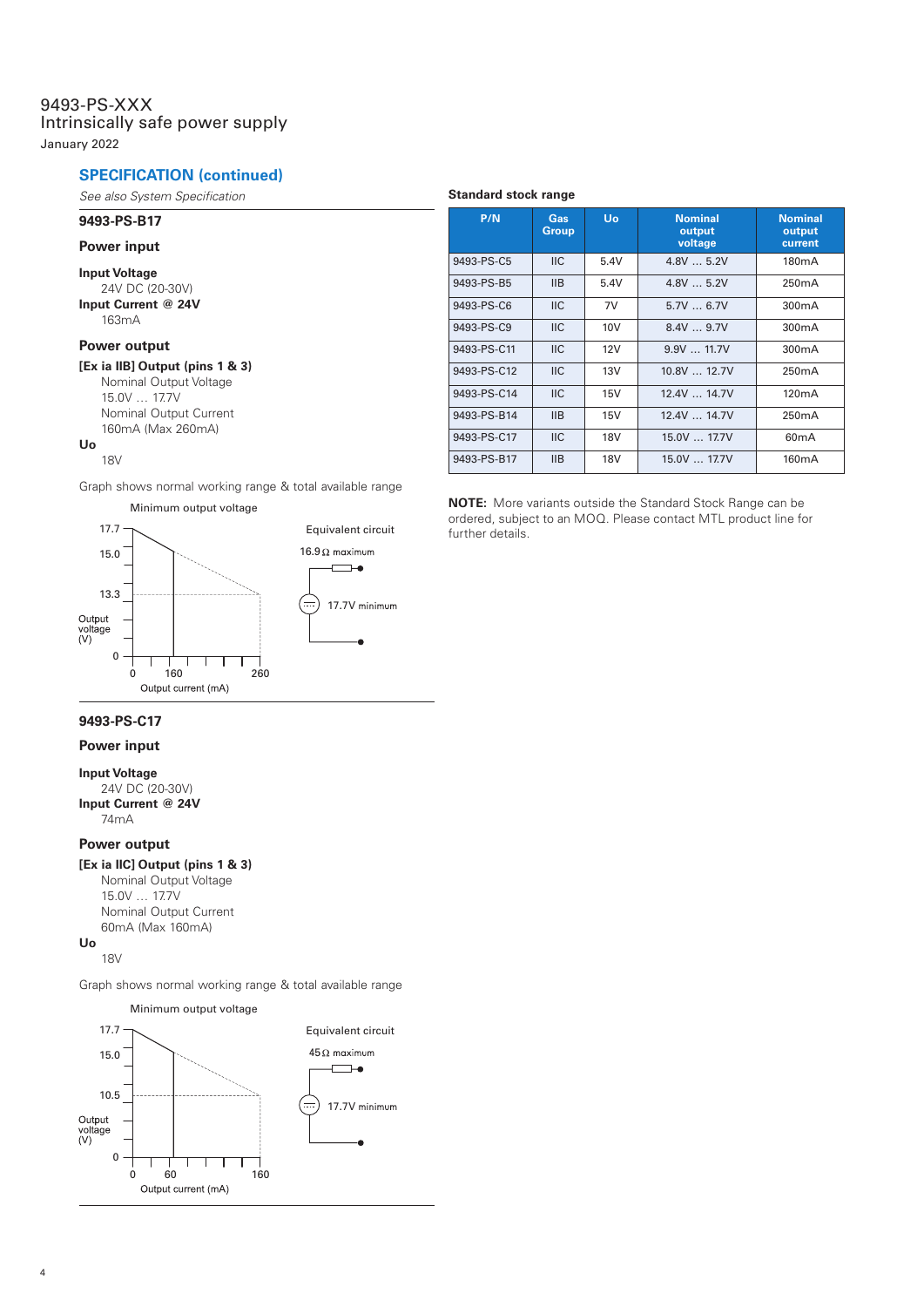9493-PS-XXX
Intrinsically safe power supply
January 2022

## SPECIFICATION (continued)

*See also System Specification*

### 9493-PS-B17

**Power input**

**Input Voltage**
24V DC (20-30V)
**Input Current @ 24V**
163mA

**Power output**

**[Ex ia IIB] Output (pins 1 & 3)**
Nominal Output Voltage
15.0V … 17.7V
Nominal Output Current
160mA (Max 260mA)
**Uo**
18V

Graph shows normal working range & total available range

Minimum output voltage

Output voltage (V): 17.7, 15.0, 13.3, 0
Output current (mA): 0, 160, 260

Equivalent circuit
16.9Ω maximum
17.7V minimum

### 9493-PS-C17

**Power input**

**Input Voltage**
24V DC (20-30V)
**Input Current @ 24V**
74mA

**Power output**

**[Ex ia IIC] Output (pins 1 & 3)**
Nominal Output Voltage
15.0V … 17.7V
Nominal Output Current
60mA (Max 160mA)
**Uo**
18V

Graph shows normal working range & total available range

Minimum output voltage

Output voltage (V): 17.7, 15.0, 10.5, 0
Output current (mA): 0, 60, 160

Equivalent circuit
45Ω maximum
17.7V minimum

**Standard stock range**

| P/N | Gas Group | Uo | Nominal output voltage | Nominal output current |
|---|---|---|---|---|
| 9493-PS-C5 | IIC | 5.4V | 4.8V … 5.2V | 180mA |
| 9493-PS-B5 | IIB | 5.4V | 4.8V … 5.2V | 250mA |
| 9493-PS-C6 | IIC | 7V | 5.7V … 6.7V | 300mA |
| 9493-PS-C9 | IIC | 10V | 8.4V … 9.7V | 300mA |
| 9493-PS-C11 | IIC | 12V | 9.9V … 11.7V | 300mA |
| 9493-PS-C12 | IIC | 13V | 10.8V … 12.7V | 250mA |
| 9493-PS-C14 | IIC | 15V | 12.4V … 14.7V | 120mA |
| 9493-PS-B14 | IIB | 15V | 12.4V … 14.7V | 250mA |
| 9493-PS-C17 | IIC | 18V | 15.0V … 17.7V | 60mA |
| 9493-PS-B17 | IIB | 18V | 15.0V … 17.7V | 160mA |

**NOTE:** More variants outside the Standard Stock Range can be ordered, subject to an MOQ. Please contact MTL product line for further details.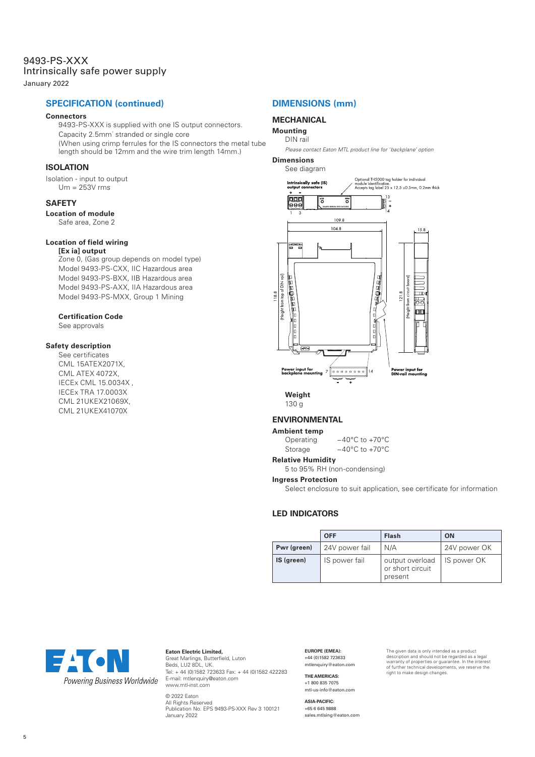9493-PS-XXX
Intrinsically safe power supply
January 2022

## SPECIFICATION (continued)

**Connectors**

9493-PS-XXX is supplied with one IS output connectors.
Capacity 2.5mm² stranded or single core
(When using crimp ferrules for the IS connectors the metal tube length should be 12mm and the wire trim length 14mm.)

### ISOLATION

Isolation - input to output
Um = 253V rms

### SAFETY

**Location of module**

Safe area, Zone 2

**Location of field wiring**

**[Ex ia] output**

Zone 0, (Gas group depends on model type)
Model 9493-PS-CXX, IIC Hazardous area
Model 9493-PS-BXX, IIB Hazardous area
Model 9493-PS-AXX, IIA Hazardous area
Model 9493-PS-MXX, Group 1 Mining

**Certification Code**

See approvals

**Safety description**

See certificates
CML 15ATEX2071X,
CML ATEX 4072X,
IECEx CML 15.0034X ,
IECEx TRA 17.0003X
CML 21UKEX21069X,
CML 21UKEX41070X

## DIMENSIONS (mm)

### MECHANICAL

**Mounting**

DIN rail

*Please contact Eaton MTL product line for 'backplane' option*

**Dimensions**

See diagram

Intrinsically safe (IS) output connectors
Optional TH5000 tag holder for individual module identification. Accepts tag label 25 x 12.5 ±0.5mm, 0.2mm thick
+ -
1 3
13 - + 14
109.8
104.8
15.8
118.8 (Height from top of DIN rail)
121.8 (Height from circuit board)
Power input for backplane mounting
7 14
- +
Power input for DIN-rail mounting

**Weight**

130 g

### ENVIRONMENTAL

**Ambient temp**

Operating −40°C to +70°C
Storage −40°C to +70°C

**Relative Humidity**

5 to 95% RH (non-condensing)

**Ingress Protection**

Select enclosure to suit application, see certificate for information

### LED INDICATORS

| | OFF | Flash | ON |
|---|---|---|---|
| **Pwr (green)** | 24V power fail | N/A | 24V power OK |
| **IS (green)** | IS power fail | output overload or short circuit present | IS power OK |

EATON
Powering Business Worldwide

**Eaton Electric Limited,**
Great Marlings, Butterfield, Luton
Beds, LU2 8DL, UK.
Tel: + 44 (0)1582 723633 Fax: + 44 (0)1582 422283
E-mail: mtlenquiry@eaton.com
www.mtl-inst.com

© 2022 Eaton
All Rights Reserved
Publication No. EPS 9493-PS-XXX Rev 3 100121
January 2022

**EUROPE (EMEA):**
+44 (0)1582 723633
mtlenquiry@eaton.com

**THE AMERICAS:**
+1 800 835 7075
mtl-us-info@eaton.com

**ASIA-PACIFIC:**
+65 6 645 9888
sales.mtlsing@eaton.com

The given data is only intended as a product description and should not be regarded as a legal warranty of properties or guarantee. In the interest of further technical developments, we reserve the right to make design changes.